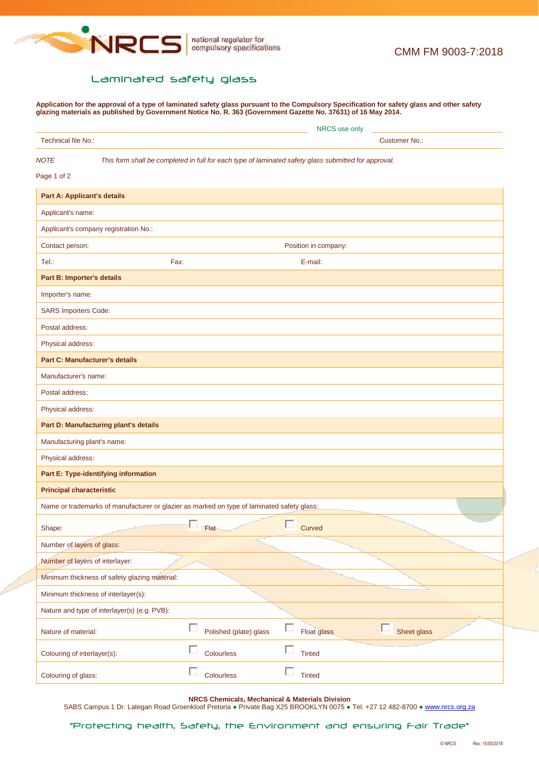CMM FM 9003-7:2018

# Laminated safety glass

**Application for the approval of a type of laminated safety glass pursuant to the Compulsory Specification for safety glass and other safety glazing materials as published by Government Notice No. R. 363 (Government Gazette No. 37631) of 16 May 2014.**

| | NRCS use only |
|---|---|
| Technical file No.: | Customer No.: |

*NOTE* *This form shall be completed in full for each type of laminated safety glass submitted for approval.*

Page 1 of 2

| **Part A: Applicant's details** | | | |
|---|---|---|---|
| Applicant's name: | | | |
| Applicant's company registration No.: | | | |
| Contact person: | | Position in company: | |
| Tel.: | Fax: | E-mail: | |
| **Part B: Importer's details** | | | |
| Importer's name: | | | |
| SARS Importers Code: | | | |
| Postal address: | | | |
| Physical address: | | | |
| **Part C: Manufacturer's details** | | | |
| Manufacturer's name: | | | |
| Postal address: | | | |
| Physical address: | | | |
| **Part D: Manufacturing plant's details** | | | |
| Manufacturing plant's name: | | | |
| Physical address: | | | |
| **Part E: Type-identifying information** | | | |
| **Principal characteristic** | | | |
| Name or trademarks of manufacturer or glazier as marked on type of laminated safety glass: | | | |
| Shape: | ☐ Flat | ☐ Curved | |
| Number of layers of glass: | | | |
| Number of layers of interlayer: | | | |
| Minimum thickness of safety glazing material: | | | |
| Minimum thickness of interlayer(s): | | | |
| Nature and type of interlayer(s) (e.g. PVB): | | | |
| Nature of material: | ☐ Polished (plate) glass | ☐ Float glass | ☐ Sheet glass |
| Colouring of interlayer(s): | ☐ Colourless | ☐ Tinted | |
| Colouring of glass: | ☐ Colourless | ☐ Tinted | |

**NRCS Chemicals, Mechanical & Materials Division**
SABS Campus 1 Dr. Lategan Road Groenkloof Pretoria ● Private Bag X25 BROOKLYN 0075 ● Tel. +27 12 482-8700 ● www.nrcs.org.za

"Protecting health, Safety, the Environment and ensuring Fair Trade"

© NRCS Rev. 15/05/2018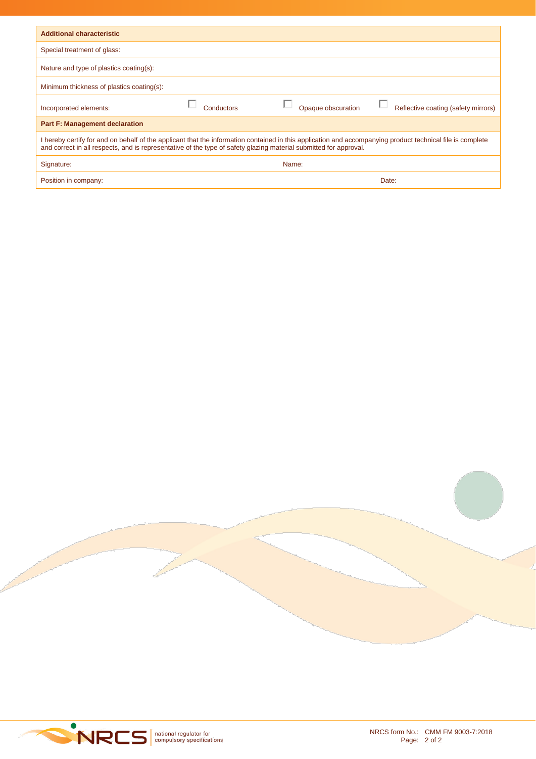| | | | |
|---|---|---|---|
| **Additional characteristic** | | | |
| Special treatment of glass: | | | |
| Nature and type of plastics coating(s): | | | |
| Minimum thickness of plastics coating(s): | | | |
| Incorporated elements: | ☐ Conductors | ☐ Opaque obscuration | ☐ Reflective coating (safety mirrors) |
| **Part F: Management declaration** | | | |
| I hereby certify for and on behalf of the applicant that the information contained in this application and accompanying product technical file is complete and correct in all respects, and is representative of the type of safety glazing material submitted for approval. | | | |
| Signature: | | Name: | |
| Position in company: | | | Date: |

NRCS form No.: CMM FM 9003-7:2018